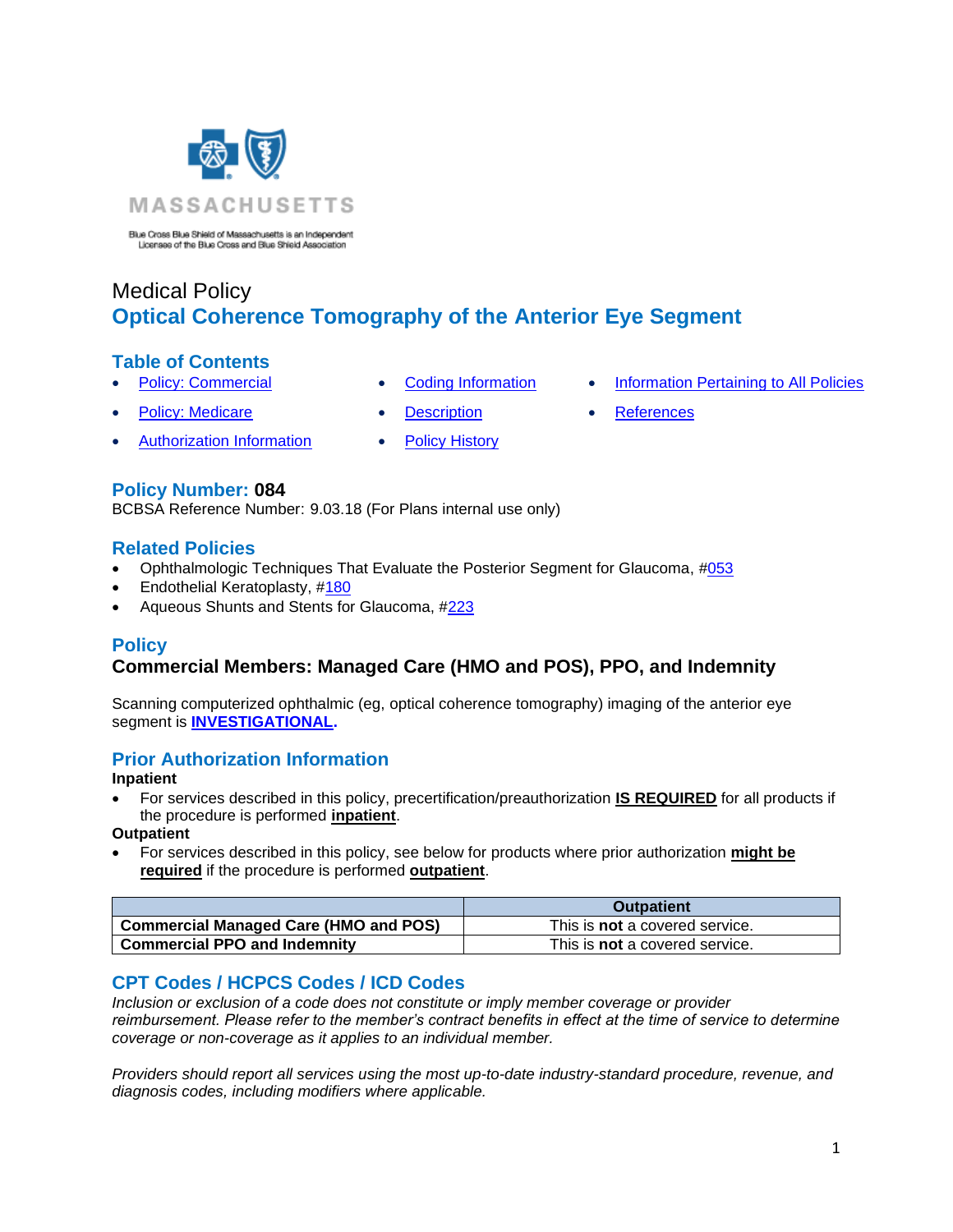MASSACHUSETTS

Blue Cross Blue Shield of Massachusetts is an Independent Licensee of the Blue Cross and Blue Shield Association

# Medical Policy
## Optical Coherence Tomography of the Anterior Eye Segment

## Table of Contents

- Policy: Commercial
- Policy: Medicare
- Authorization Information
- Coding Information
- Description
- Policy History
- Information Pertaining to All Policies
- References

## Policy Number: 084

BCBSA Reference Number: 9.03.18 (For Plans internal use only)

## Related Policies

- Ophthalmologic Techniques That Evaluate the Posterior Segment for Glaucoma, #053
- Endothelial Keratoplasty, #180
- Aqueous Shunts and Stents for Glaucoma, #223

## Policy

### Commercial Members: Managed Care (HMO and POS), PPO, and Indemnity

Scanning computerized ophthalmic (eg, optical coherence tomography) imaging of the anterior eye segment is **INVESTIGATIONAL.**

## Prior Authorization Information

**Inpatient**

- For services described in this policy, precertification/preauthorization **IS REQUIRED** for all products if the procedure is performed **inpatient**.

**Outpatient**

- For services described in this policy, see below for products where prior authorization **might be required** if the procedure is performed **outpatient**.

| | Outpatient |
|---|---|
| **Commercial Managed Care (HMO and POS)** | This is **not** a covered service. |
| **Commercial PPO and Indemnity** | This is **not** a covered service. |

## CPT Codes / HCPCS Codes / ICD Codes

*Inclusion or exclusion of a code does not constitute or imply member coverage or provider reimbursement. Please refer to the member's contract benefits in effect at the time of service to determine coverage or non-coverage as it applies to an individual member.*

*Providers should report all services using the most up-to-date industry-standard procedure, revenue, and diagnosis codes, including modifiers where applicable.*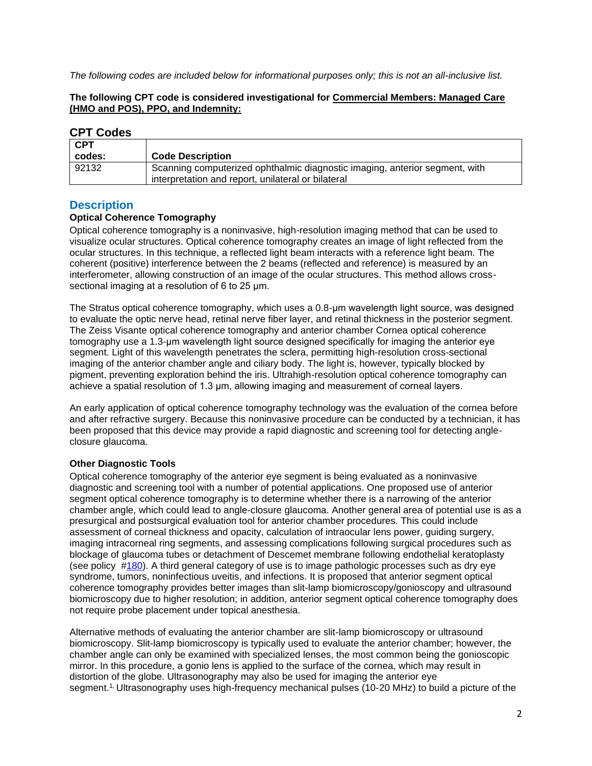*The following codes are included below for informational purposes only; this is not an all-inclusive list.*

**The following CPT code is considered investigational for Commercial Members: Managed Care (HMO and POS), PPO, and Indemnity:**

## CPT Codes

| CPT codes: | Code Description |
|---|---|
| 92132 | Scanning computerized ophthalmic diagnostic imaging, anterior segment, with interpretation and report, unilateral or bilateral |

## Description

### Optical Coherence Tomography

Optical coherence tomography is a noninvasive, high-resolution imaging method that can be used to visualize ocular structures. Optical coherence tomography creates an image of light reflected from the ocular structures. In this technique, a reflected light beam interacts with a reference light beam. The coherent (positive) interference between the 2 beams (reflected and reference) is measured by an interferometer, allowing construction of an image of the ocular structures. This method allows cross-sectional imaging at a resolution of 6 to 25 µm.

The Stratus optical coherence tomography, which uses a 0.8-µm wavelength light source, was designed to evaluate the optic nerve head, retinal nerve fiber layer, and retinal thickness in the posterior segment. The Zeiss Visante optical coherence tomography and anterior chamber Cornea optical coherence tomography use a 1.3-µm wavelength light source designed specifically for imaging the anterior eye segment. Light of this wavelength penetrates the sclera, permitting high-resolution cross-sectional imaging of the anterior chamber angle and ciliary body. The light is, however, typically blocked by pigment, preventing exploration behind the iris. Ultrahigh-resolution optical coherence tomography can achieve a spatial resolution of 1.3 µm, allowing imaging and measurement of corneal layers.

An early application of optical coherence tomography technology was the evaluation of the cornea before and after refractive surgery. Because this noninvasive procedure can be conducted by a technician, it has been proposed that this device may provide a rapid diagnostic and screening tool for detecting angle-closure glaucoma.

### Other Diagnostic Tools

Optical coherence tomography of the anterior eye segment is being evaluated as a noninvasive diagnostic and screening tool with a number of potential applications. One proposed use of anterior segment optical coherence tomography is to determine whether there is a narrowing of the anterior chamber angle, which could lead to angle-closure glaucoma. Another general area of potential use is as a presurgical and postsurgical evaluation tool for anterior chamber procedures. This could include assessment of corneal thickness and opacity, calculation of intraocular lens power, guiding surgery, imaging intracorneal ring segments, and assessing complications following surgical procedures such as blockage of glaucoma tubes or detachment of Descemet membrane following endothelial keratoplasty (see policy #180). A third general category of use is to image pathologic processes such as dry eye syndrome, tumors, noninfectious uveitis, and infections. It is proposed that anterior segment optical coherence tomography provides better images than slit-lamp biomicroscopy/gonioscopy and ultrasound biomicroscopy due to higher resolution; in addition, anterior segment optical coherence tomography does not require probe placement under topical anesthesia.

Alternative methods of evaluating the anterior chamber are slit-lamp biomicroscopy or ultrasound biomicroscopy. Slit-lamp biomicroscopy is typically used to evaluate the anterior chamber; however, the chamber angle can only be examined with specialized lenses, the most common being the gonioscopic mirror. In this procedure, a gonio lens is applied to the surface of the cornea, which may result in distortion of the globe. Ultrasonography may also be used for imaging the anterior eye segment.[1] Ultrasonography uses high-frequency mechanical pulses (10-20 MHz) to build a picture of the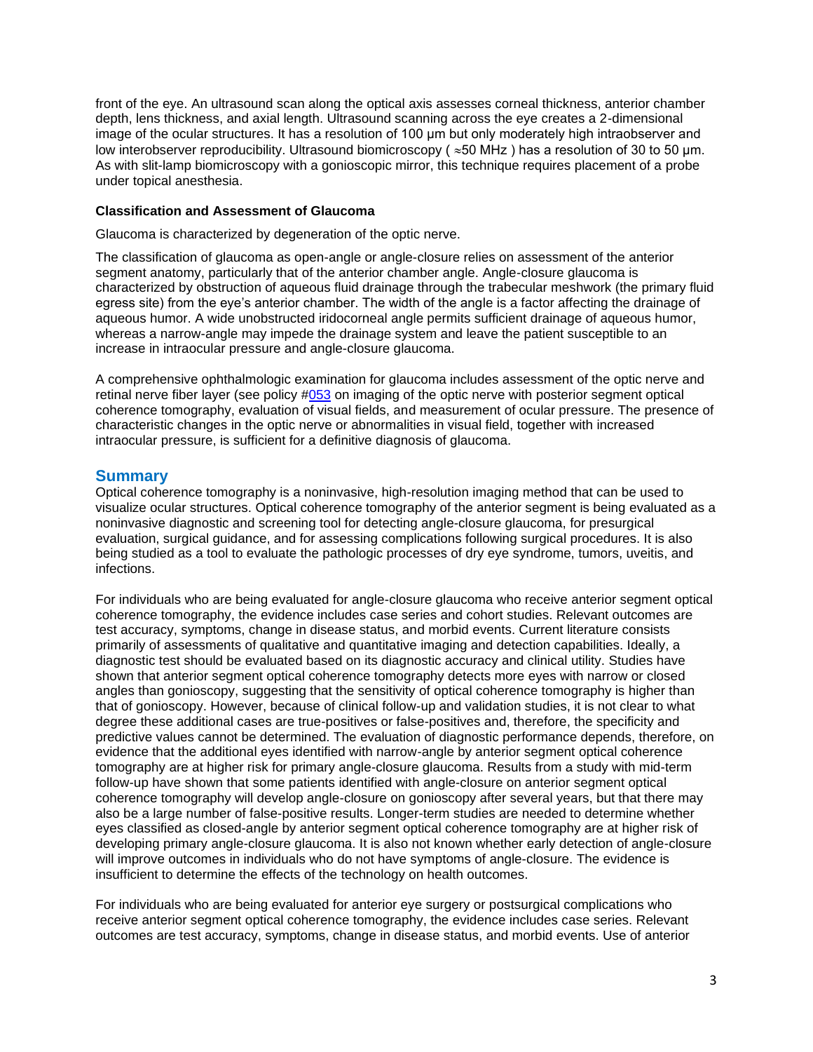front of the eye. An ultrasound scan along the optical axis assesses corneal thickness, anterior chamber depth, lens thickness, and axial length. Ultrasound scanning across the eye creates a 2-dimensional image of the ocular structures. It has a resolution of 100 µm but only moderately high intraobserver and low interobserver reproducibility. Ultrasound biomicroscopy ( ≈50 MHz ) has a resolution of 30 to 50 µm. As with slit-lamp biomicroscopy with a gonioscopic mirror, this technique requires placement of a probe under topical anesthesia.

**Classification and Assessment of Glaucoma**

Glaucoma is characterized by degeneration of the optic nerve.

The classification of glaucoma as open-angle or angle-closure relies on assessment of the anterior segment anatomy, particularly that of the anterior chamber angle. Angle-closure glaucoma is characterized by obstruction of aqueous fluid drainage through the trabecular meshwork (the primary fluid egress site) from the eye's anterior chamber. The width of the angle is a factor affecting the drainage of aqueous humor. A wide unobstructed iridocorneal angle permits sufficient drainage of aqueous humor, whereas a narrow-angle may impede the drainage system and leave the patient susceptible to an increase in intraocular pressure and angle-closure glaucoma.

A comprehensive ophthalmologic examination for glaucoma includes assessment of the optic nerve and retinal nerve fiber layer (see policy #053 on imaging of the optic nerve with posterior segment optical coherence tomography, evaluation of visual fields, and measurement of ocular pressure. The presence of characteristic changes in the optic nerve or abnormalities in visual field, together with increased intraocular pressure, is sufficient for a definitive diagnosis of glaucoma.

## Summary

Optical coherence tomography is a noninvasive, high-resolution imaging method that can be used to visualize ocular structures. Optical coherence tomography of the anterior segment is being evaluated as a noninvasive diagnostic and screening tool for detecting angle-closure glaucoma, for presurgical evaluation, surgical guidance, and for assessing complications following surgical procedures. It is also being studied as a tool to evaluate the pathologic processes of dry eye syndrome, tumors, uveitis, and infections.

For individuals who are being evaluated for angle-closure glaucoma who receive anterior segment optical coherence tomography, the evidence includes case series and cohort studies. Relevant outcomes are test accuracy, symptoms, change in disease status, and morbid events. Current literature consists primarily of assessments of qualitative and quantitative imaging and detection capabilities. Ideally, a diagnostic test should be evaluated based on its diagnostic accuracy and clinical utility. Studies have shown that anterior segment optical coherence tomography detects more eyes with narrow or closed angles than gonioscopy, suggesting that the sensitivity of optical coherence tomography is higher than that of gonioscopy. However, because of clinical follow-up and validation studies, it is not clear to what degree these additional cases are true-positives or false-positives and, therefore, the specificity and predictive values cannot be determined. The evaluation of diagnostic performance depends, therefore, on evidence that the additional eyes identified with narrow-angle by anterior segment optical coherence tomography are at higher risk for primary angle-closure glaucoma. Results from a study with mid-term follow-up have shown that some patients identified with angle-closure on anterior segment optical coherence tomography will develop angle-closure on gonioscopy after several years, but that there may also be a large number of false-positive results. Longer-term studies are needed to determine whether eyes classified as closed-angle by anterior segment optical coherence tomography are at higher risk of developing primary angle-closure glaucoma. It is also not known whether early detection of angle-closure will improve outcomes in individuals who do not have symptoms of angle-closure. The evidence is insufficient to determine the effects of the technology on health outcomes.

For individuals who are being evaluated for anterior eye surgery or postsurgical complications who receive anterior segment optical coherence tomography, the evidence includes case series. Relevant outcomes are test accuracy, symptoms, change in disease status, and morbid events. Use of anterior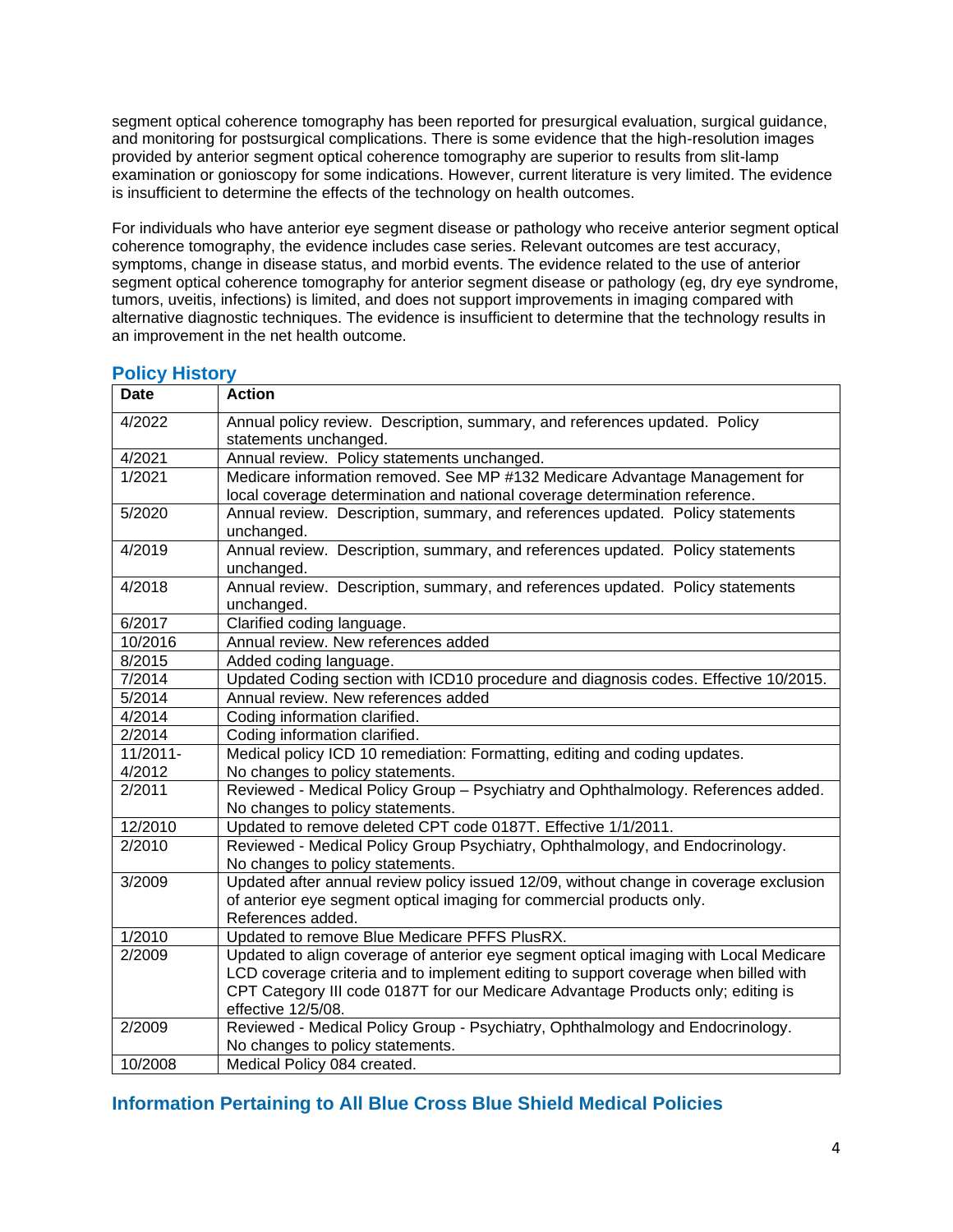segment optical coherence tomography has been reported for presurgical evaluation, surgical guidance, and monitoring for postsurgical complications. There is some evidence that the high-resolution images provided by anterior segment optical coherence tomography are superior to results from slit-lamp examination or gonioscopy for some indications. However, current literature is very limited. The evidence is insufficient to determine the effects of the technology on health outcomes.

For individuals who have anterior eye segment disease or pathology who receive anterior segment optical coherence tomography, the evidence includes case series. Relevant outcomes are test accuracy, symptoms, change in disease status, and morbid events. The evidence related to the use of anterior segment optical coherence tomography for anterior segment disease or pathology (eg, dry eye syndrome, tumors, uveitis, infections) is limited, and does not support improvements in imaging compared with alternative diagnostic techniques. The evidence is insufficient to determine that the technology results in an improvement in the net health outcome.

## Policy History

| Date | Action |
|---|---|
| 4/2022 | Annual policy review. Description, summary, and references updated. Policy statements unchanged. |
| 4/2021 | Annual review. Policy statements unchanged. |
| 1/2021 | Medicare information removed. See MP #132 Medicare Advantage Management for local coverage determination and national coverage determination reference. |
| 5/2020 | Annual review. Description, summary, and references updated. Policy statements unchanged. |
| 4/2019 | Annual review. Description, summary, and references updated. Policy statements unchanged. |
| 4/2018 | Annual review. Description, summary, and references updated. Policy statements unchanged. |
| 6/2017 | Clarified coding language. |
| 10/2016 | Annual review. New references added |
| 8/2015 | Added coding language. |
| 7/2014 | Updated Coding section with ICD10 procedure and diagnosis codes. Effective 10/2015. |
| 5/2014 | Annual review. New references added |
| 4/2014 | Coding information clarified. |
| 2/2014 | Coding information clarified. |
| 11/2011-4/2012 | Medical policy ICD 10 remediation: Formatting, editing and coding updates. No changes to policy statements. |
| 2/2011 | Reviewed - Medical Policy Group – Psychiatry and Ophthalmology. References added. No changes to policy statements. |
| 12/2010 | Updated to remove deleted CPT code 0187T. Effective 1/1/2011. |
| 2/2010 | Reviewed - Medical Policy Group Psychiatry, Ophthalmology, and Endocrinology. No changes to policy statements. |
| 3/2009 | Updated after annual review policy issued 12/09, without change in coverage exclusion of anterior eye segment optical imaging for commercial products only. References added. |
| 1/2010 | Updated to remove Blue Medicare PFFS PlusRX. |
| 2/2009 | Updated to align coverage of anterior eye segment optical imaging with Local Medicare LCD coverage criteria and to implement editing to support coverage when billed with CPT Category III code 0187T for our Medicare Advantage Products only; editing is effective 12/5/08. |
| 2/2009 | Reviewed - Medical Policy Group - Psychiatry, Ophthalmology and Endocrinology. No changes to policy statements. |
| 10/2008 | Medical Policy 084 created. |

## Information Pertaining to All Blue Cross Blue Shield Medical Policies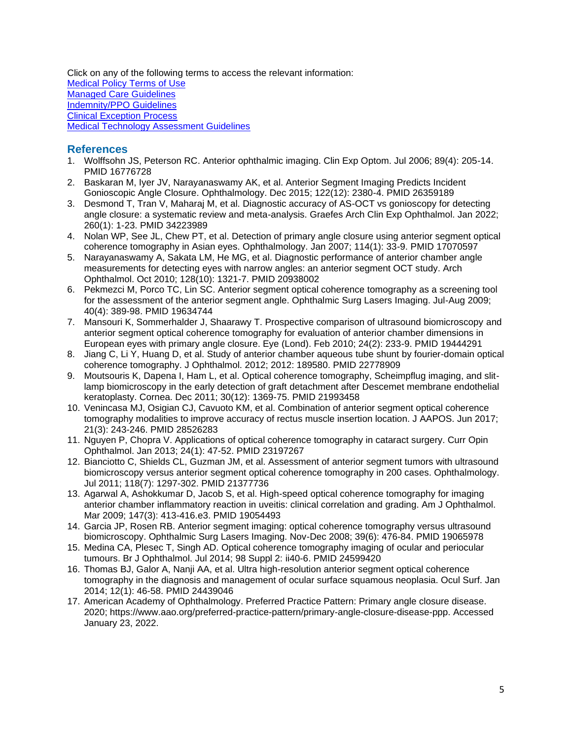Click on any of the following terms to access the relevant information:

Medical Policy Terms of Use

Managed Care Guidelines

Indemnity/PPO Guidelines

Clinical Exception Process

Medical Technology Assessment Guidelines

## References

1. Wolffsohn JS, Peterson RC. Anterior ophthalmic imaging. Clin Exp Optom. Jul 2006; 89(4): 205-14. PMID 16776728
2. Baskaran M, Iyer JV, Narayanaswamy AK, et al. Anterior Segment Imaging Predicts Incident Gonioscopic Angle Closure. Ophthalmology. Dec 2015; 122(12): 2380-4. PMID 26359189
3. Desmond T, Tran V, Maharaj M, et al. Diagnostic accuracy of AS-OCT vs gonioscopy for detecting angle closure: a systematic review and meta-analysis. Graefes Arch Clin Exp Ophthalmol. Jan 2022; 260(1): 1-23. PMID 34223989
4. Nolan WP, See JL, Chew PT, et al. Detection of primary angle closure using anterior segment optical coherence tomography in Asian eyes. Ophthalmology. Jan 2007; 114(1): 33-9. PMID 17070597
5. Narayanaswamy A, Sakata LM, He MG, et al. Diagnostic performance of anterior chamber angle measurements for detecting eyes with narrow angles: an anterior segment OCT study. Arch Ophthalmol. Oct 2010; 128(10): 1321-7. PMID 20938002
6. Pekmezci M, Porco TC, Lin SC. Anterior segment optical coherence tomography as a screening tool for the assessment of the anterior segment angle. Ophthalmic Surg Lasers Imaging. Jul-Aug 2009; 40(4): 389-98. PMID 19634744
7. Mansouri K, Sommerhalder J, Shaarawy T. Prospective comparison of ultrasound biomicroscopy and anterior segment optical coherence tomography for evaluation of anterior chamber dimensions in European eyes with primary angle closure. Eye (Lond). Feb 2010; 24(2): 233-9. PMID 19444291
8. Jiang C, Li Y, Huang D, et al. Study of anterior chamber aqueous tube shunt by fourier-domain optical coherence tomography. J Ophthalmol. 2012; 2012: 189580. PMID 22778909
9. Moutsouris K, Dapena I, Ham L, et al. Optical coherence tomography, Scheimpflug imaging, and slit-lamp biomicroscopy in the early detection of graft detachment after Descemet membrane endothelial keratoplasty. Cornea. Dec 2011; 30(12): 1369-75. PMID 21993458
10. Venincasa MJ, Osigian CJ, Cavuoto KM, et al. Combination of anterior segment optical coherence tomography modalities to improve accuracy of rectus muscle insertion location. J AAPOS. Jun 2017; 21(3): 243-246. PMID 28526283
11. Nguyen P, Chopra V. Applications of optical coherence tomography in cataract surgery. Curr Opin Ophthalmol. Jan 2013; 24(1): 47-52. PMID 23197267
12. Bianciotto C, Shields CL, Guzman JM, et al. Assessment of anterior segment tumors with ultrasound biomicroscopy versus anterior segment optical coherence tomography in 200 cases. Ophthalmology. Jul 2011; 118(7): 1297-302. PMID 21377736
13. Agarwal A, Ashokkumar D, Jacob S, et al. High-speed optical coherence tomography for imaging anterior chamber inflammatory reaction in uveitis: clinical correlation and grading. Am J Ophthalmol. Mar 2009; 147(3): 413-416.e3. PMID 19054493
14. Garcia JP, Rosen RB. Anterior segment imaging: optical coherence tomography versus ultrasound biomicroscopy. Ophthalmic Surg Lasers Imaging. Nov-Dec 2008; 39(6): 476-84. PMID 19065978
15. Medina CA, Plesec T, Singh AD. Optical coherence tomography imaging of ocular and periocular tumours. Br J Ophthalmol. Jul 2014; 98 Suppl 2: ii40-6. PMID 24599420
16. Thomas BJ, Galor A, Nanji AA, et al. Ultra high-resolution anterior segment optical coherence tomography in the diagnosis and management of ocular surface squamous neoplasia. Ocul Surf. Jan 2014; 12(1): 46-58. PMID 24439046
17. American Academy of Ophthalmology. Preferred Practice Pattern: Primary angle closure disease. 2020; https://www.aao.org/preferred-practice-pattern/primary-angle-closure-disease-ppp. Accessed January 23, 2022.